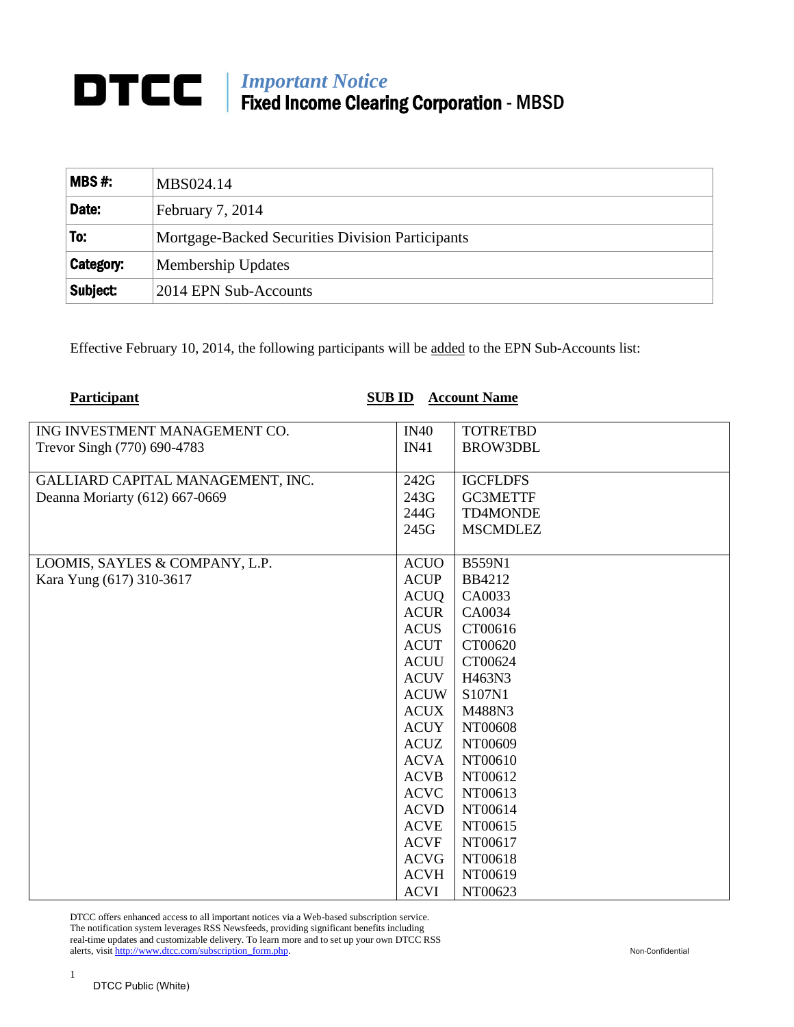# DTCC | *Important Notice*
## Fixed Income Clearing Corporation - MBSD

| | |
|---|---|
| **MBS #:** | MBS024.14 |
| **Date:** | February 7, 2014 |
| **To:** | Mortgage-Backed Securities Division Participants |
| **Category:** | Membership Updates |
| **Subject:** | 2014 EPN Sub-Accounts |

Effective February 10, 2014, the following participants will be added to the EPN Sub-Accounts list:

| Participant | SUB ID | Account Name |
|---|---|---|
| ING INVESTMENT MANAGEMENT CO. | IN40 | TOTRETBD |
| Trevor Singh (770) 690-4783 | IN41 | BROW3DBL |
| GALLIARD CAPITAL MANAGEMENT, INC. | 242G | IGCFLDFS |
| Deanna Moriarty (612) 667-0669 | 243G | GC3METTF |
| | 244G | TD4MONDE |
| | 245G | MSCMDLEZ |
| LOOMIS, SAYLES & COMPANY, L.P. | ACUO | B559N1 |
| Kara Yung (617) 310-3617 | ACUP | BB4212 |
| | ACUQ | CA0033 |
| | ACUR | CA0034 |
| | ACUS | CT00616 |
| | ACUT | CT00620 |
| | ACUU | CT00624 |
| | ACUV | H463N3 |
| | ACUW | S107N1 |
| | ACUX | M488N3 |
| | ACUY | NT00608 |
| | ACUZ | NT00609 |
| | ACVA | NT00610 |
| | ACVB | NT00612 |
| | ACVC | NT00613 |
| | ACVD | NT00614 |
| | ACVE | NT00615 |
| | ACVF | NT00617 |
| | ACVG | NT00618 |
| | ACVH | NT00619 |
| | ACVI | NT00623 |

DTCC offers enhanced access to all important notices via a Web-based subscription service. The notification system leverages RSS Newsfeeds, providing significant benefits including real-time updates and customizable delivery. To learn more and to set up your own DTCC RSS alerts, visit http://www.dtcc.com/subscription_form.php.

Non-Confidential

DTCC Public (White)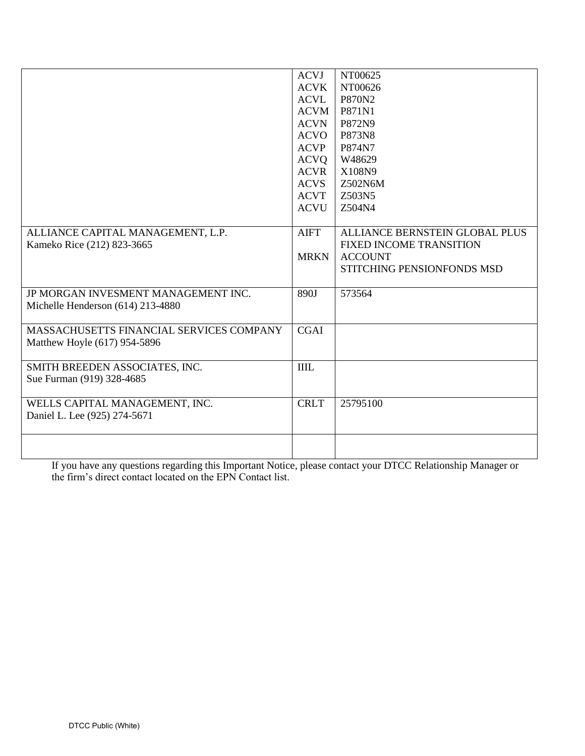| | | |
|---|---|---|
| | ACVJ<br>ACVK<br>ACVL<br>ACVM<br>ACVN<br>ACVO<br>ACVP<br>ACVQ<br>ACVR<br>ACVS<br>ACVT<br>ACVU | NT00625<br>NT00626<br>P870N2<br>P871N1<br>P872N9<br>P873N8<br>P874N7<br>W48629<br>X108N9<br>Z502N6M<br>Z503N5<br>Z504N4 |
| ALLIANCE CAPITAL MANAGEMENT, L.P.<br>Kameko Rice (212) 823-3665 | AIFT<br><br>MRKN | ALLIANCE BERNSTEIN GLOBAL PLUS FIXED INCOME TRANSITION ACCOUNT<br>STITCHING PENSIONFONDS MSD |
| JP MORGAN INVESMENT MANAGEMENT INC.<br>Michelle Henderson (614) 213-4880 | 890J | 573564 |
| MASSACHUSETTS FINANCIAL SERVICES COMPANY<br>Matthew Hoyle (617) 954-5896 | CGAI | |
| SMITH BREEDEN ASSOCIATES, INC.<br>Sue Furman (919) 328-4685 | IIIL | |
| WELLS CAPITAL MANAGEMENT, INC.<br>Daniel L. Lee (925) 274-5671 | CRLT | 25795100 |
| | | |

If you have any questions regarding this Important Notice, please contact your DTCC Relationship Manager or the firm's direct contact located on the EPN Contact list.

DTCC Public (White)